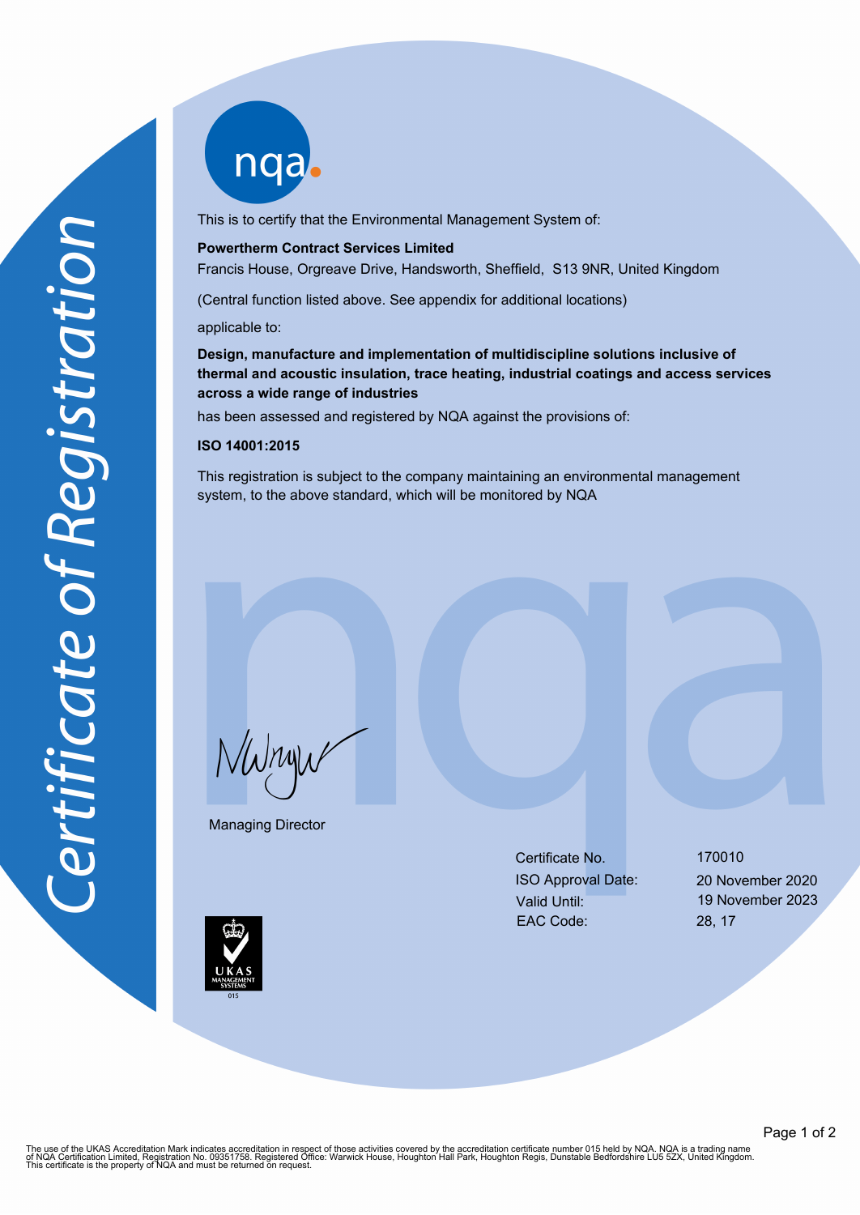# Certificate of Registration

This is to certify that the Environmental Management System of:

**Powertherm Contract Services Limited**
Francis House, Orgreave Drive, Handsworth, Sheffield, S13 9NR, United Kingdom

(Central function listed above. See appendix for additional locations)

applicable to:

**Design, manufacture and implementation of multidiscipline solutions inclusive of thermal and acoustic insulation, trace heating, industrial coatings and access services across a wide range of industries**

has been assessed and registered by NQA against the provisions of:

**ISO 14001:2015**

This registration is subject to the company maintaining an environmental management system, to the above standard, which will be monitored by NQA

Managing Director

| | |
|---|---|
| Certificate No. | 170010 |
| ISO Approval Date: | 20 November 2020 |
| Valid Until: | 19 November 2023 |
| EAC Code: | 28, 17 |

UKAS MANAGEMENT SYSTEMS 015

The use of the UKAS Accreditation Mark indicates accreditation in respect of those activities covered by the accreditation certificate number 015 held by NQA. NQA is a trading name of NQA Certification Limited, Registration No. 09351758. Registered Office: Warwick House, Houghton Hall Park, Houghton Regis, Dunstable Bedfordshire LU5 5ZX, United Kingdom. This certificate is the property of NQA and must be returned on request.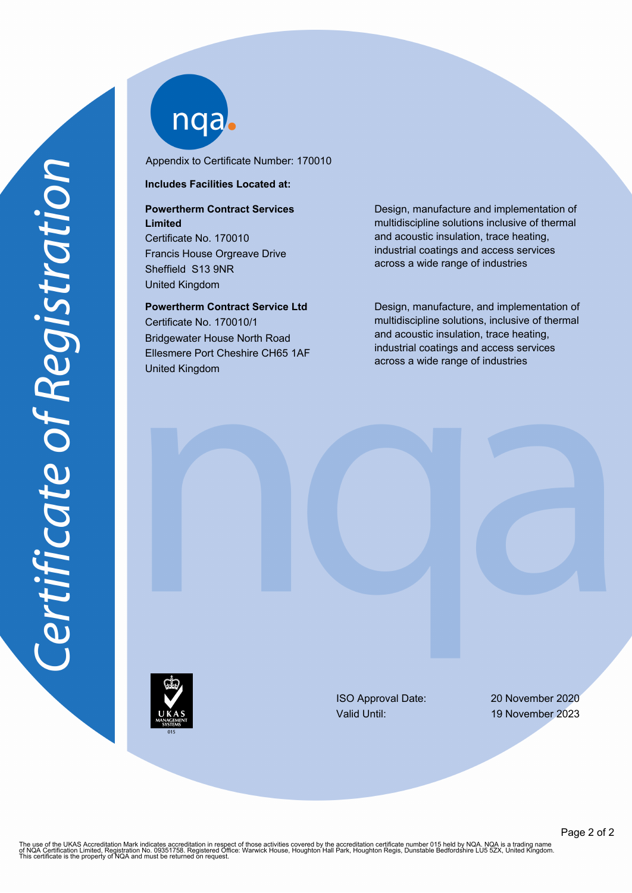Certificate of Registration

nqa

Appendix to Certificate Number: 170010

**Includes Facilities Located at:**

| | |
|---|---|
| **Powertherm Contract Services Limited**<br>Certificate No. 170010<br>Francis House Orgreave Drive<br>Sheffield S13 9NR<br>United Kingdom | Design, manufacture and implementation of multidiscipline solutions inclusive of thermal and acoustic insulation, trace heating, industrial coatings and access services across a wide range of industries |
| **Powertherm Contract Service Ltd**<br>Certificate No. 170010/1<br>Bridgewater House North Road<br>Ellesmere Port Cheshire CH65 1AF<br>United Kingdom | Design, manufacture, and implementation of multidiscipline solutions, inclusive of thermal and acoustic insulation, trace heating, industrial coatings and access services across a wide range of industries |

UKAS MANAGEMENT SYSTEMS 015

ISO Approval Date: 20 November 2020
Valid Until: 19 November 2023

The use of the UKAS Accreditation Mark indicates accreditation in respect of those activities covered by the accreditation certificate number 015 held by NQA. NQA is a trading name of NQA Certification Limited, Registration No. 09351758. Registered Office: Warwick House, Houghton Hall Park, Houghton Regis, Dunstable Bedfordshire LU5 5ZX, United Kingdom. This certificate is the property of NQA and must be returned on request.